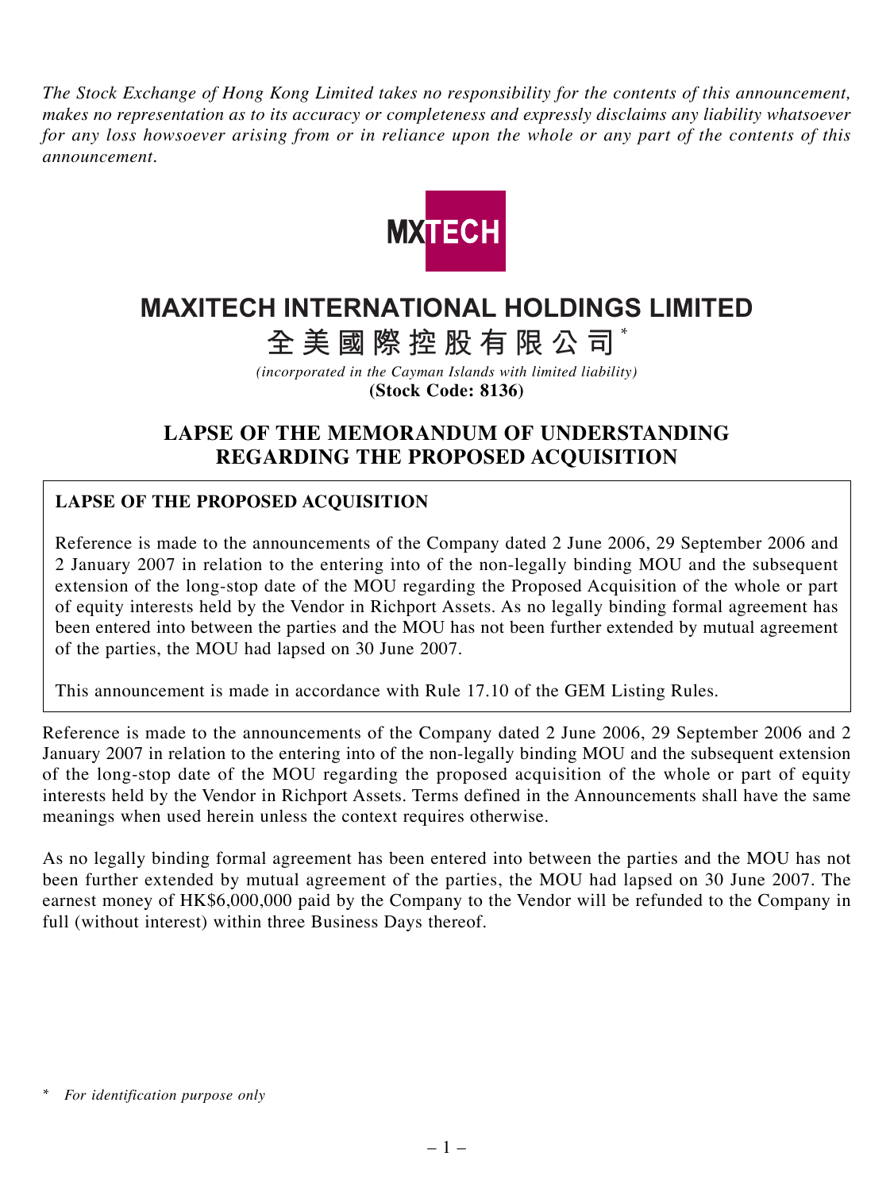*The Stock Exchange of Hong Kong Limited takes no responsibility for the contents of this announcement, makes no representation as to its accuracy or completeness and expressly disclaims any liability whatsoever for any loss howsoever arising from or in reliance upon the whole or any part of the contents of this announcement.*

# MAXITECH INTERNATIONAL HOLDINGS LIMITED

# 全美國際控股有限公司*

*(incorporated in the Cayman Islands with limited liability)*

**(Stock Code: 8136)**

## LAPSE OF THE MEMORANDUM OF UNDERSTANDING REGARDING THE PROPOSED ACQUISITION

**LAPSE OF THE PROPOSED ACQUISITION**

Reference is made to the announcements of the Company dated 2 June 2006, 29 September 2006 and 2 January 2007 in relation to the entering into of the non-legally binding MOU and the subsequent extension of the long-stop date of the MOU regarding the Proposed Acquisition of the whole or part of equity interests held by the Vendor in Richport Assets. As no legally binding formal agreement has been entered into between the parties and the MOU has not been further extended by mutual agreement of the parties, the MOU had lapsed on 30 June 2007.

This announcement is made in accordance with Rule 17.10 of the GEM Listing Rules.

Reference is made to the announcements of the Company dated 2 June 2006, 29 September 2006 and 2 January 2007 in relation to the entering into of the non-legally binding MOU and the subsequent extension of the long-stop date of the MOU regarding the proposed acquisition of the whole or part of equity interests held by the Vendor in Richport Assets. Terms defined in the Announcements shall have the same meanings when used herein unless the context requires otherwise.

As no legally binding formal agreement has been entered into between the parties and the MOU has not been further extended by mutual agreement of the parties, the MOU had lapsed on 30 June 2007. The earnest money of HK$6,000,000 paid by the Company to the Vendor will be refunded to the Company in full (without interest) within three Business Days thereof.

\* *For identification purpose only*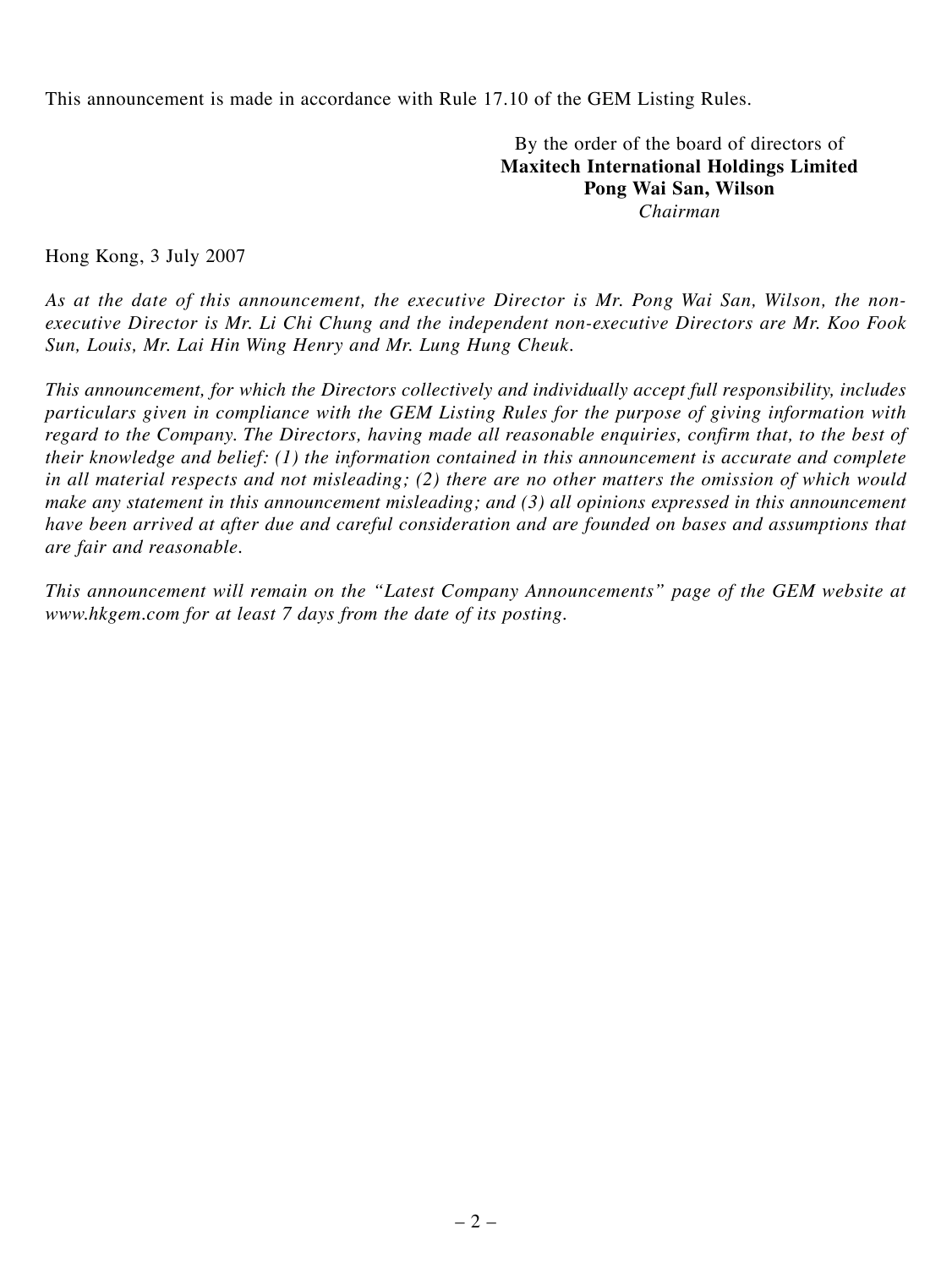This announcement is made in accordance with Rule 17.10 of the GEM Listing Rules.

By the order of the board of directors of
**Maxitech International Holdings Limited**
**Pong Wai San, Wilson**
*Chairman*

Hong Kong, 3 July 2007

*As at the date of this announcement, the executive Director is Mr. Pong Wai San, Wilson, the non-executive Director is Mr. Li Chi Chung and the independent non-executive Directors are Mr. Koo Fook Sun, Louis, Mr. Lai Hin Wing Henry and Mr. Lung Hung Cheuk.*

*This announcement, for which the Directors collectively and individually accept full responsibility, includes particulars given in compliance with the GEM Listing Rules for the purpose of giving information with regard to the Company. The Directors, having made all reasonable enquiries, confirm that, to the best of their knowledge and belief: (1) the information contained in this announcement is accurate and complete in all material respects and not misleading; (2) there are no other matters the omission of which would make any statement in this announcement misleading; and (3) all opinions expressed in this announcement have been arrived at after due and careful consideration and are founded on bases and assumptions that are fair and reasonable.*

*This announcement will remain on the "Latest Company Announcements" page of the GEM website at www.hkgem.com for at least 7 days from the date of its posting.*